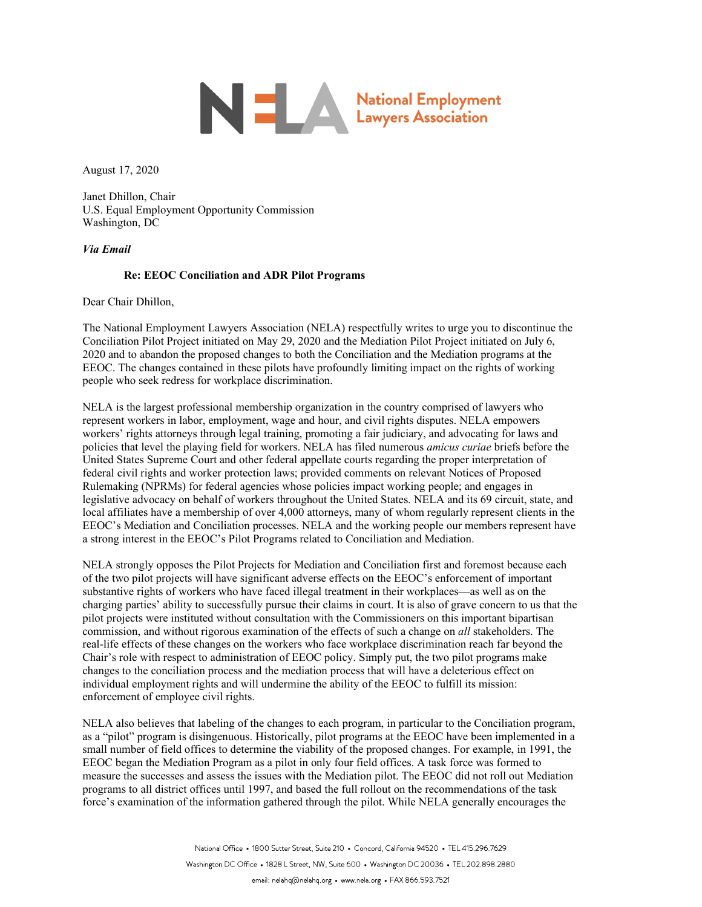**National Employment Lawyers Association**

August 17, 2020

Janet Dhillon, Chair
U.S. Equal Employment Opportunity Commission
Washington, DC

***Via Email***

**Re: EEOC Conciliation and ADR Pilot Programs**

Dear Chair Dhillon,

The National Employment Lawyers Association (NELA) respectfully writes to urge you to discontinue the Conciliation Pilot Project initiated on May 29, 2020 and the Mediation Pilot Project initiated on July 6, 2020 and to abandon the proposed changes to both the Conciliation and the Mediation programs at the EEOC. The changes contained in these pilots have profoundly limiting impact on the rights of working people who seek redress for workplace discrimination.

NELA is the largest professional membership organization in the country comprised of lawyers who represent workers in labor, employment, wage and hour, and civil rights disputes. NELA empowers workers' rights attorneys through legal training, promoting a fair judiciary, and advocating for laws and policies that level the playing field for workers. NELA has filed numerous *amicus curiae* briefs before the United States Supreme Court and other federal appellate courts regarding the proper interpretation of federal civil rights and worker protection laws; provided comments on relevant Notices of Proposed Rulemaking (NPRMs) for federal agencies whose policies impact working people; and engages in legislative advocacy on behalf of workers throughout the United States. NELA and its 69 circuit, state, and local affiliates have a membership of over 4,000 attorneys, many of whom regularly represent clients in the EEOC's Mediation and Conciliation processes. NELA and the working people our members represent have a strong interest in the EEOC's Pilot Programs related to Conciliation and Mediation.

NELA strongly opposes the Pilot Projects for Mediation and Conciliation first and foremost because each of the two pilot projects will have significant adverse effects on the EEOC's enforcement of important substantive rights of workers who have faced illegal treatment in their workplaces—as well as on the charging parties' ability to successfully pursue their claims in court. It is also of grave concern to us that the pilot projects were instituted without consultation with the Commissioners on this important bipartisan commission, and without rigorous examination of the effects of such a change on *all* stakeholders. The real-life effects of these changes on the workers who face workplace discrimination reach far beyond the Chair's role with respect to administration of EEOC policy. Simply put, the two pilot programs make changes to the conciliation process and the mediation process that will have a deleterious effect on individual employment rights and will undermine the ability of the EEOC to fulfill its mission: enforcement of employee civil rights.

NELA also believes that labeling of the changes to each program, in particular to the Conciliation program, as a "pilot" program is disingenuous. Historically, pilot programs at the EEOC have been implemented in a small number of field offices to determine the viability of the proposed changes. For example, in 1991, the EEOC began the Mediation Program as a pilot in only four field offices. A task force was formed to measure the successes and assess the issues with the Mediation pilot. The EEOC did not roll out Mediation programs to all district offices until 1997, and based the full rollout on the recommendations of the task force's examination of the information gathered through the pilot. While NELA generally encourages the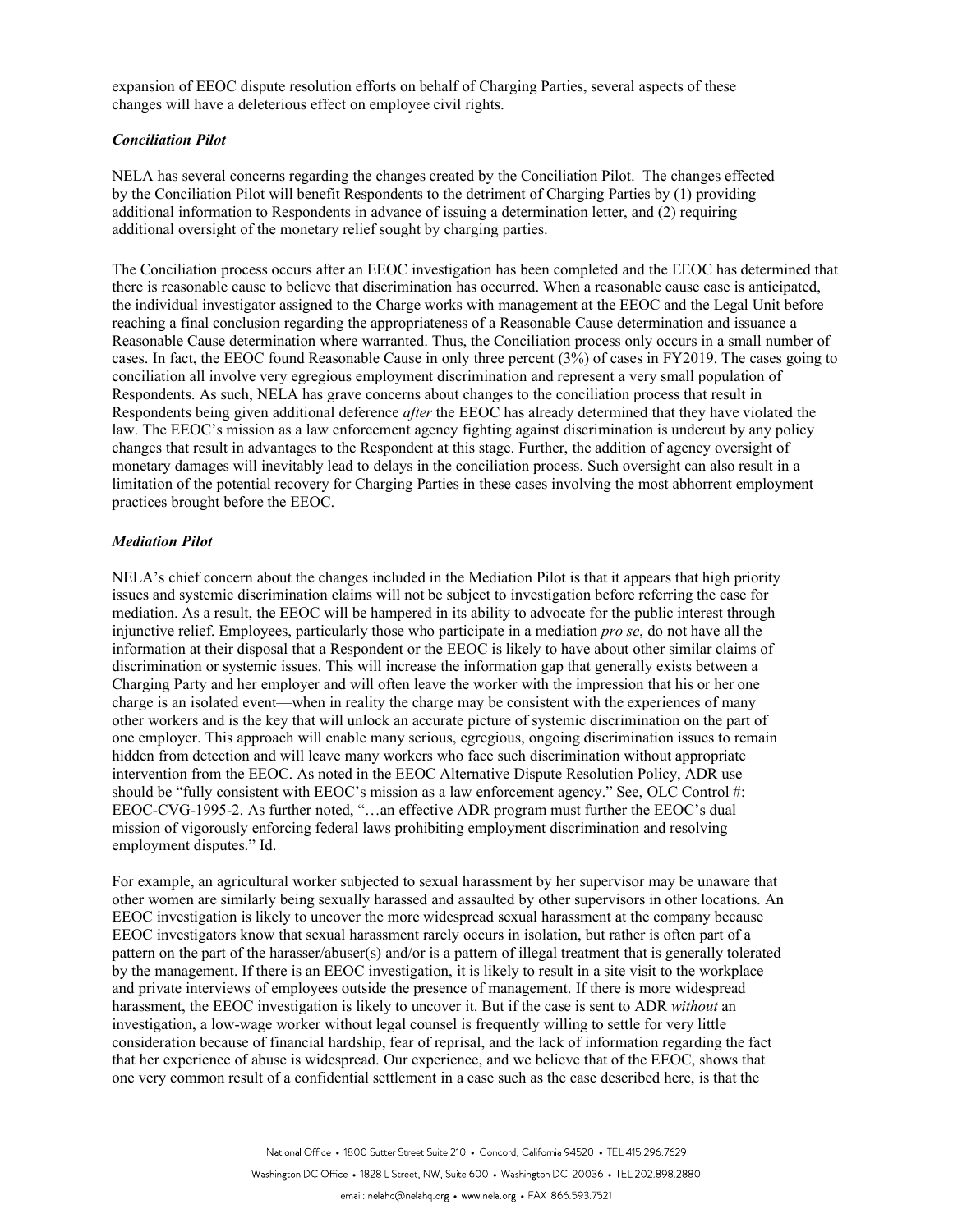expansion of EEOC dispute resolution efforts on behalf of Charging Parties, several aspects of these changes will have a deleterious effect on employee civil rights.

### *Conciliation Pilot*

NELA has several concerns regarding the changes created by the Conciliation Pilot. The changes effected by the Conciliation Pilot will benefit Respondents to the detriment of Charging Parties by (1) providing additional information to Respondents in advance of issuing a determination letter, and (2) requiring additional oversight of the monetary relief sought by charging parties.

The Conciliation process occurs after an EEOC investigation has been completed and the EEOC has determined that there is reasonable cause to believe that discrimination has occurred. When a reasonable cause case is anticipated, the individual investigator assigned to the Charge works with management at the EEOC and the Legal Unit before reaching a final conclusion regarding the appropriateness of a Reasonable Cause determination and issuance a Reasonable Cause determination where warranted. Thus, the Conciliation process only occurs in a small number of cases. In fact, the EEOC found Reasonable Cause in only three percent (3%) of cases in FY2019. The cases going to conciliation all involve very egregious employment discrimination and represent a very small population of Respondents. As such, NELA has grave concerns about changes to the conciliation process that result in Respondents being given additional deference *after* the EEOC has already determined that they have violated the law. The EEOC's mission as a law enforcement agency fighting against discrimination is undercut by any policy changes that result in advantages to the Respondent at this stage. Further, the addition of agency oversight of monetary damages will inevitably lead to delays in the conciliation process. Such oversight can also result in a limitation of the potential recovery for Charging Parties in these cases involving the most abhorrent employment practices brought before the EEOC.

### *Mediation Pilot*

NELA's chief concern about the changes included in the Mediation Pilot is that it appears that high priority issues and systemic discrimination claims will not be subject to investigation before referring the case for mediation. As a result, the EEOC will be hampered in its ability to advocate for the public interest through injunctive relief. Employees, particularly those who participate in a mediation *pro se*, do not have all the information at their disposal that a Respondent or the EEOC is likely to have about other similar claims of discrimination or systemic issues. This will increase the information gap that generally exists between a Charging Party and her employer and will often leave the worker with the impression that his or her one charge is an isolated event—when in reality the charge may be consistent with the experiences of many other workers and is the key that will unlock an accurate picture of systemic discrimination on the part of one employer. This approach will enable many serious, egregious, ongoing discrimination issues to remain hidden from detection and will leave many workers who face such discrimination without appropriate intervention from the EEOC. As noted in the EEOC Alternative Dispute Resolution Policy, ADR use should be "fully consistent with EEOC's mission as a law enforcement agency." See, OLC Control #: EEOC-CVG-1995-2. As further noted, "…an effective ADR program must further the EEOC's dual mission of vigorously enforcing federal laws prohibiting employment discrimination and resolving employment disputes." Id.

For example, an agricultural worker subjected to sexual harassment by her supervisor may be unaware that other women are similarly being sexually harassed and assaulted by other supervisors in other locations. An EEOC investigation is likely to uncover the more widespread sexual harassment at the company because EEOC investigators know that sexual harassment rarely occurs in isolation, but rather is often part of a pattern on the part of the harasser/abuser(s) and/or is a pattern of illegal treatment that is generally tolerated by the management. If there is an EEOC investigation, it is likely to result in a site visit to the workplace and private interviews of employees outside the presence of management. If there is more widespread harassment, the EEOC investigation is likely to uncover it. But if the case is sent to ADR *without* an investigation, a low-wage worker without legal counsel is frequently willing to settle for very little consideration because of financial hardship, fear of reprisal, and the lack of information regarding the fact that her experience of abuse is widespread. Our experience, and we believe that of the EEOC, shows that one very common result of a confidential settlement in a case such as the case described here, is that the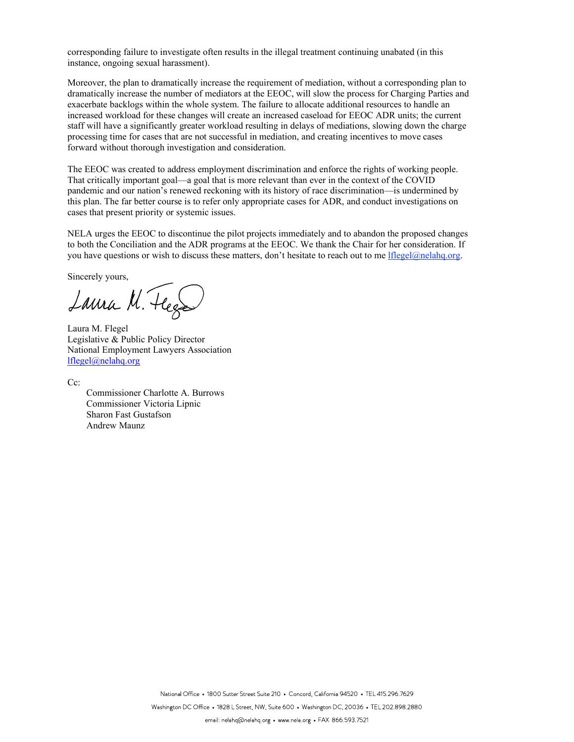corresponding failure to investigate often results in the illegal treatment continuing unabated (in this instance, ongoing sexual harassment).

Moreover, the plan to dramatically increase the requirement of mediation, without a corresponding plan to dramatically increase the number of mediators at the EEOC, will slow the process for Charging Parties and exacerbate backlogs within the whole system. The failure to allocate additional resources to handle an increased workload for these changes will create an increased caseload for EEOC ADR units; the current staff will have a significantly greater workload resulting in delays of mediations, slowing down the charge processing time for cases that are not successful in mediation, and creating incentives to move cases forward without thorough investigation and consideration.

The EEOC was created to address employment discrimination and enforce the rights of working people. That critically important goal—a goal that is more relevant than ever in the context of the COVID pandemic and our nation's renewed reckoning with its history of race discrimination—is undermined by this plan. The far better course is to refer only appropriate cases for ADR, and conduct investigations on cases that present priority or systemic issues.

NELA urges the EEOC to discontinue the pilot projects immediately and to abandon the proposed changes to both the Conciliation and the ADR programs at the EEOC. We thank the Chair for her consideration. If you have questions or wish to discuss these matters, don't hesitate to reach out to me lflegel@nelahq.org.

Sincerely yours,

Laura M. Flegel

Laura M. Flegel
Legislative & Public Policy Director
National Employment Lawyers Association
lflegel@nelahq.org

Cc:

Commissioner Charlotte A. Burrows
Commissioner Victoria Lipnic
Sharon Fast Gustafson
Andrew Maunz

National Office • 1800 Sutter Street Suite 210 • Concord, California 94520 • TEL 415.296.7629
Washington DC Office • 1828 L Street, NW, Suite 600 • Washington DC, 20036 • TEL 202.898.2880
email: nelahq@nelahq.org • www.nela.org • FAX 866.593.7521